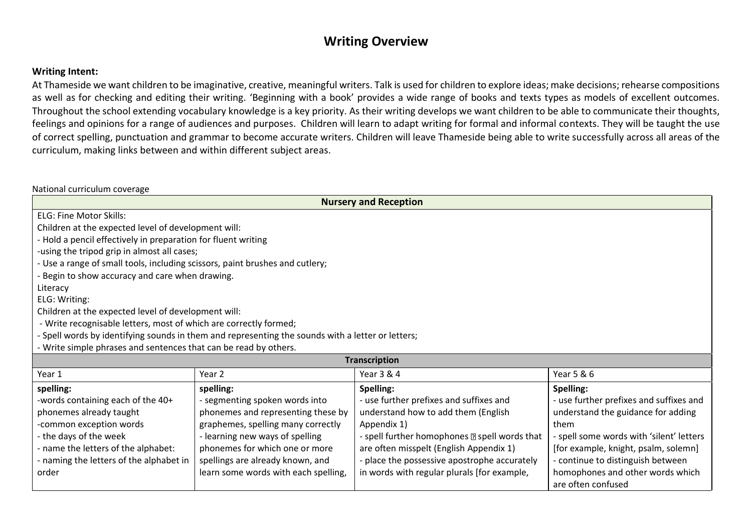# Writing Overview

**Writing Intent:**

At Thameside we want children to be imaginative, creative, meaningful writers. Talk is used for children to explore ideas; make decisions; rehearse compositions as well as for checking and editing their writing. 'Beginning with a book' provides a wide range of books and texts types as models of excellent outcomes. Throughout the school extending vocabulary knowledge is a key priority. As their writing develops we want children to be able to communicate their thoughts, feelings and opinions for a range of audiences and purposes. Children will learn to adapt writing for formal and informal contexts. They will be taught the use of correct spelling, punctuation and grammar to become accurate writers. Children will leave Thameside being able to write successfully across all areas of the curriculum, making links between and within different subject areas.

National curriculum coverage

| **Nursery and Reception** | | | |
|---|---|---|---|
| ELG: Fine Motor Skills:<br>Children at the expected level of development will:<br>- Hold a pencil effectively in preparation for fluent writing<br>-using the tripod grip in almost all cases;<br>- Use a range of small tools, including scissors, paint brushes and cutlery;<br>- Begin to show accuracy and care when drawing.<br>Literacy<br>ELG: Writing:<br>Children at the expected level of development will:<br>- Write recognisable letters, most of which are correctly formed;<br>- Spell words by identifying sounds in them and representing the sounds with a letter or letters;<br>- Write simple phrases and sentences that can be read by others. | | | |
| **Transcription** | | | |
| Year 1 | Year 2 | Year 3 & 4 | Year 5 & 6 |
| **spelling:**<br>-words containing each of the 40+ phonemes already taught<br>-common exception words<br>- the days of the week<br>- name the letters of the alphabet:<br>- naming the letters of the alphabet in order | **spelling:**<br>- segmenting spoken words into phonemes and representing these by graphemes, spelling many correctly<br>- learning new ways of spelling phonemes for which one or more spellings are already known, and learn some words with each spelling, | **Spelling:**<br>- use further prefixes and suffixes and understand how to add them (English Appendix 1)<br>- spell further homophones  spell words that are often misspelt (English Appendix 1)<br>- place the possessive apostrophe accurately in words with regular plurals [for example, | **Spelling:**<br>- use further prefixes and suffixes and understand the guidance for adding them<br>- spell some words with 'silent' letters [for example, knight, psalm, solemn]<br>- continue to distinguish between homophones and other words which are often confused |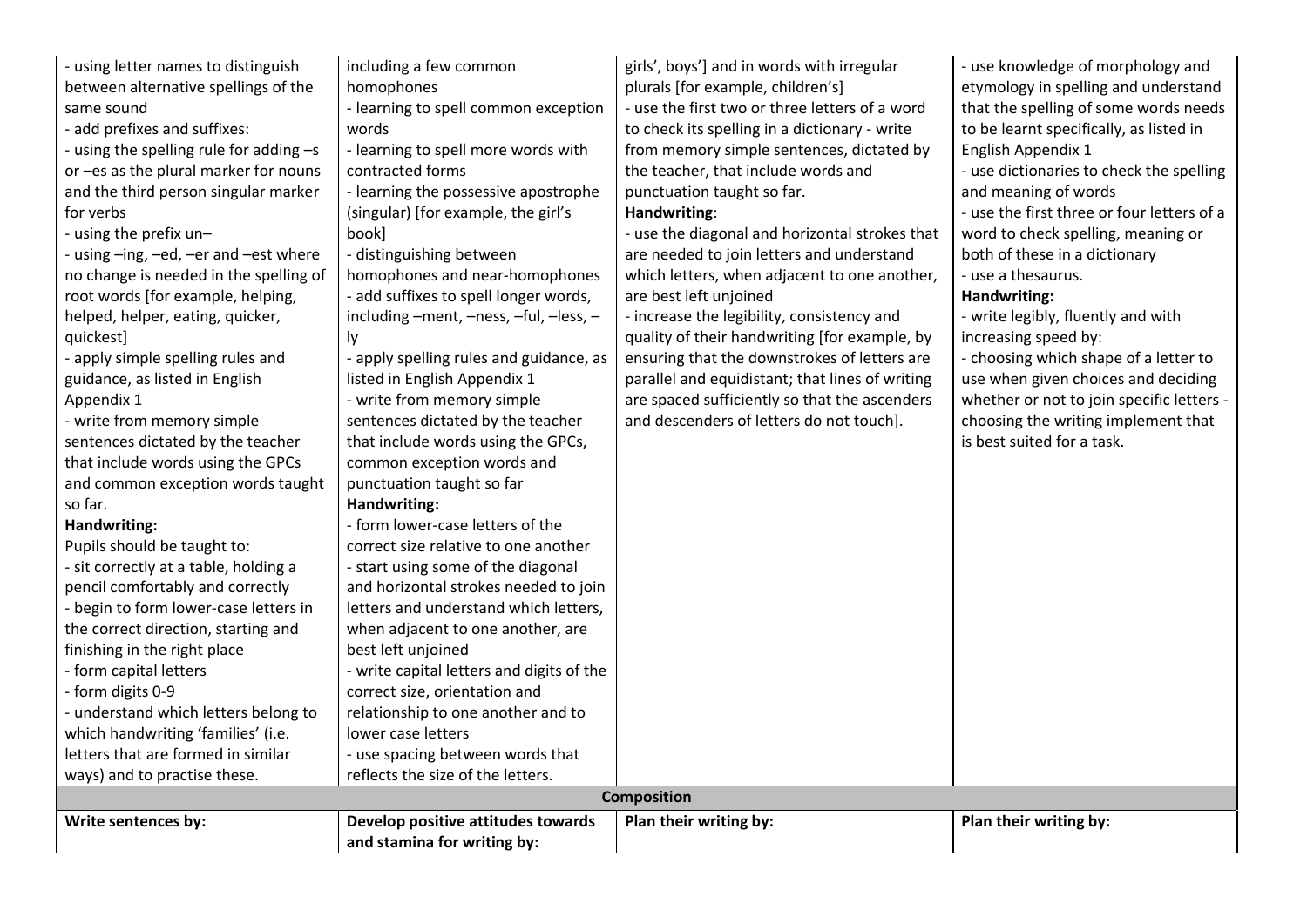| | | | |
|---|---|---|---|
| - using letter names to distinguish between alternative spellings of the same sound<br>- add prefixes and suffixes:<br>- using the spelling rule for adding –s or –es as the plural marker for nouns and the third person singular marker for verbs<br>- using the prefix un–<br>- using –ing, –ed, –er and –est where no change is needed in the spelling of root words [for example, helping, helped, helper, eating, quicker, quickest]<br>- apply simple spelling rules and guidance, as listed in English Appendix 1<br>- write from memory simple sentences dictated by the teacher that include words using the GPCs and common exception words taught so far.<br>**Handwriting:**<br>Pupils should be taught to:<br>- sit correctly at a table, holding a pencil comfortably and correctly<br>- begin to form lower-case letters in the correct direction, starting and finishing in the right place<br>- form capital letters<br>- form digits 0-9<br>- understand which letters belong to which handwriting 'families' (i.e. letters that are formed in similar ways) and to practise these. | including a few common homophones<br>- learning to spell common exception words<br>- learning to spell more words with contracted forms<br>- learning the possessive apostrophe (singular) [for example, the girl's book]<br>- distinguishing between homophones and near-homophones<br>- add suffixes to spell longer words, including –ment, –ness, –ful, –less, –ly<br>- apply spelling rules and guidance, as listed in English Appendix 1<br>- write from memory simple sentences dictated by the teacher that include words using the GPCs, common exception words and punctuation taught so far<br>**Handwriting:**<br>- form lower-case letters of the correct size relative to one another<br>- start using some of the diagonal and horizontal strokes needed to join letters and understand which letters, when adjacent to one another, are best left unjoined<br>- write capital letters and digits of the correct size, orientation and relationship to one another and to lower case letters<br>- use spacing between words that reflects the size of the letters. | girls', boys'] and in words with irregular plurals [for example, children's]<br>- use the first two or three letters of a word to check its spelling in a dictionary - write from memory simple sentences, dictated by the teacher, that include words and punctuation taught so far.<br>**Handwriting**:<br>- use the diagonal and horizontal strokes that are needed to join letters and understand which letters, when adjacent to one another, are best left unjoined<br>- increase the legibility, consistency and quality of their handwriting [for example, by ensuring that the downstrokes of letters are parallel and equidistant; that lines of writing are spaced sufficiently so that the ascenders and descenders of letters do not touch]. | - use knowledge of morphology and etymology in spelling and understand that the spelling of some words needs to be learnt specifically, as listed in English Appendix 1<br>- use dictionaries to check the spelling and meaning of words<br>- use the first three or four letters of a word to check spelling, meaning or both of these in a dictionary<br>- use a thesaurus.<br>**Handwriting:**<br>- write legibly, fluently and with increasing speed by:<br>- choosing which shape of a letter to use when given choices and deciding whether or not to join specific letters - choosing the writing implement that is best suited for a task. |
| **Composition** | | | |
| **Write sentences by:** | **Develop positive attitudes towards and stamina for writing by:** | **Plan their writing by:** | **Plan their writing by:** |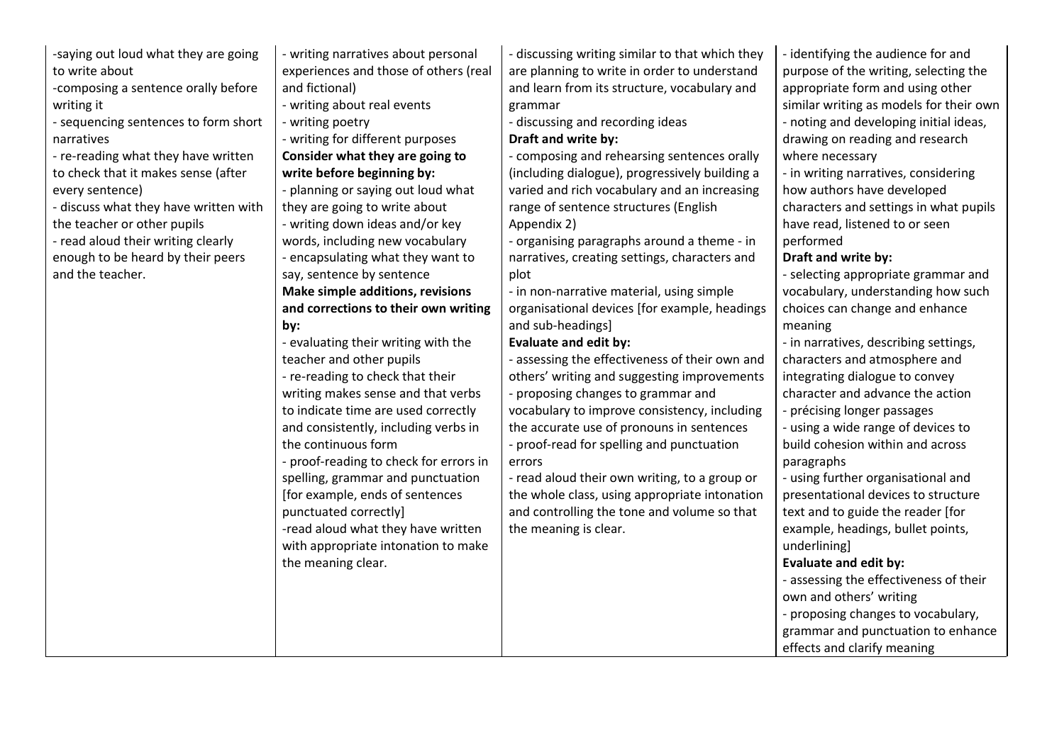| | | | |
|---|---|---|---|
| -saying out loud what they are going to write about<br>-composing a sentence orally before writing it<br>- sequencing sentences to form short narratives<br>- re-reading what they have written to check that it makes sense (after every sentence)<br>- discuss what they have written with the teacher or other pupils<br>- read aloud their writing clearly enough to be heard by their peers and the teacher. | - writing narratives about personal experiences and those of others (real and fictional)<br>- writing about real events<br>- writing poetry<br>- writing for different purposes<br>**Consider what they are going to write before beginning by:**<br>- planning or saying out loud what they are going to write about<br>- writing down ideas and/or key words, including new vocabulary<br>- encapsulating what they want to say, sentence by sentence<br>**Make simple additions, revisions and corrections to their own writing by:**<br>- evaluating their writing with the teacher and other pupils<br>- re-reading to check that their writing makes sense and that verbs to indicate time are used correctly and consistently, including verbs in the continuous form<br>- proof-reading to check for errors in spelling, grammar and punctuation [for example, ends of sentences punctuated correctly]<br>-read aloud what they have written with appropriate intonation to make the meaning clear. | - discussing writing similar to that which they are planning to write in order to understand and learn from its structure, vocabulary and grammar<br>- discussing and recording ideas<br>**Draft and write by:**<br>- composing and rehearsing sentences orally (including dialogue), progressively building a varied and rich vocabulary and an increasing range of sentence structures (English Appendix 2)<br>- organising paragraphs around a theme - in narratives, creating settings, characters and plot<br>- in non-narrative material, using simple organisational devices [for example, headings and sub-headings]<br>**Evaluate and edit by:**<br>- assessing the effectiveness of their own and others' writing and suggesting improvements<br>- proposing changes to grammar and vocabulary to improve consistency, including the accurate use of pronouns in sentences<br>- proof-read for spelling and punctuation errors<br>- read aloud their own writing, to a group or the whole class, using appropriate intonation and controlling the tone and volume so that the meaning is clear. | - identifying the audience for and purpose of the writing, selecting the appropriate form and using other similar writing as models for their own<br>- noting and developing initial ideas, drawing on reading and research where necessary<br>- in writing narratives, considering how authors have developed characters and settings in what pupils have read, listened to or seen performed<br>**Draft and write by:**<br>- selecting appropriate grammar and vocabulary, understanding how such choices can change and enhance meaning<br>- in narratives, describing settings, characters and atmosphere and integrating dialogue to convey character and advance the action<br>- précising longer passages<br>- using a wide range of devices to build cohesion within and across paragraphs<br>- using further organisational and presentational devices to structure text and to guide the reader [for example, headings, bullet points, underlining]<br>**Evaluate and edit by:**<br>- assessing the effectiveness of their own and others' writing<br>- proposing changes to vocabulary, grammar and punctuation to enhance effects and clarify meaning |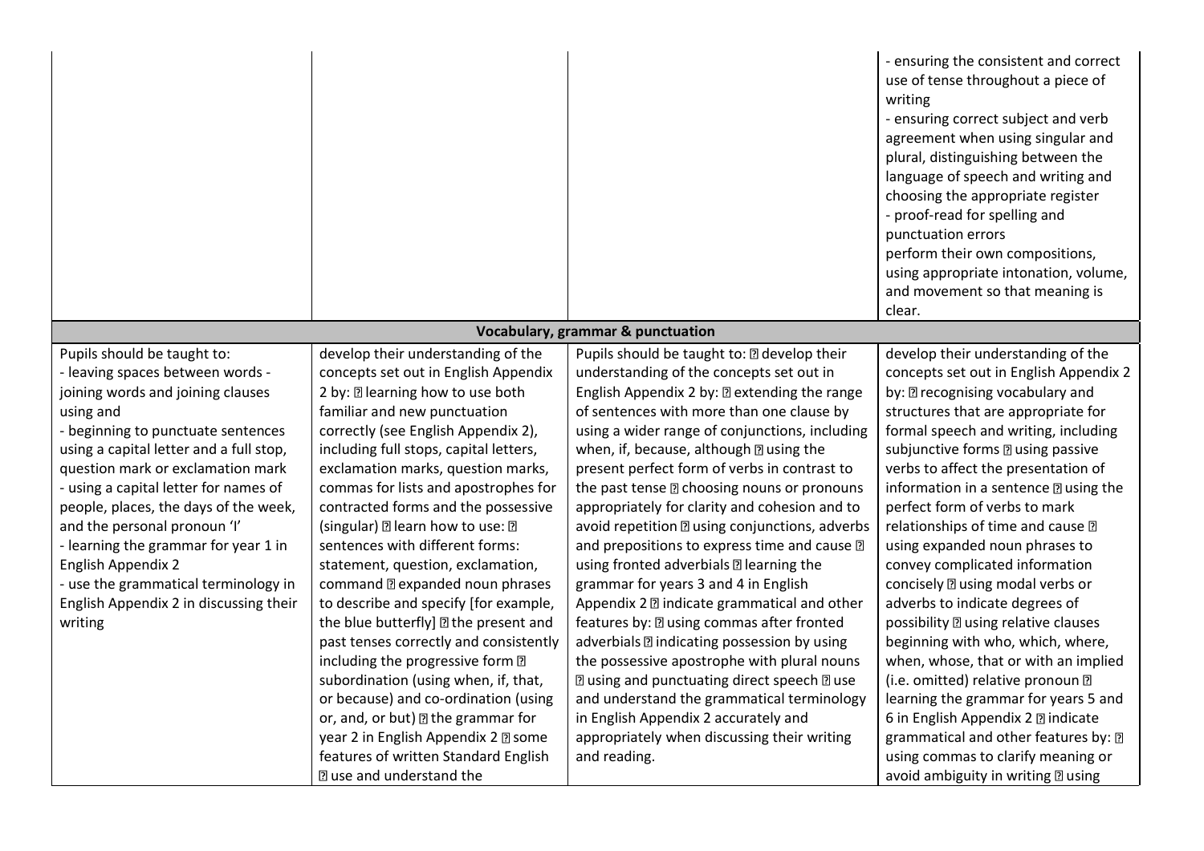| | | | |
|---|---|---|---|
| | | | - ensuring the consistent and correct use of tense throughout a piece of writing<br>- ensuring correct subject and verb agreement when using singular and plural, distinguishing between the language of speech and writing and choosing the appropriate register<br>- proof-read for spelling and punctuation errors<br>perform their own compositions, using appropriate intonation, volume, and movement so that meaning is clear. |
| **Vocabulary, grammar & punctuation** | | | |
| Pupils should be taught to:<br>- leaving spaces between words - joining words and joining clauses using and<br>- beginning to punctuate sentences using a capital letter and a full stop, question mark or exclamation mark<br>- using a capital letter for names of people, places, the days of the week, and the personal pronoun 'I'<br>- learning the grammar for year 1 in English Appendix 2<br>- use the grammatical terminology in English Appendix 2 in discussing their writing | develop their understanding of the concepts set out in English Appendix 2 by: ▯ learning how to use both familiar and new punctuation correctly (see English Appendix 2), including full stops, capital letters, exclamation marks, question marks, commas for lists and apostrophes for contracted forms and the possessive (singular) ▯ learn how to use: ▯ sentences with different forms: statement, question, exclamation, command ▯ expanded noun phrases to describe and specify [for example, the blue butterfly] ▯ the present and past tenses correctly and consistently including the progressive form ▯ subordination (using when, if, that, or because) and co-ordination (using or, and, or but) ▯ the grammar for year 2 in English Appendix 2 ▯ some features of written Standard English ▯ use and understand the | Pupils should be taught to: ▯ develop their understanding of the concepts set out in English Appendix 2 by: ▯ extending the range of sentences with more than one clause by using a wider range of conjunctions, including when, if, because, although ▯ using the present perfect form of verbs in contrast to the past tense ▯ choosing nouns or pronouns appropriately for clarity and cohesion and to avoid repetition ▯ using conjunctions, adverbs and prepositions to express time and cause ▯ using fronted adverbials ▯ learning the grammar for years 3 and 4 in English Appendix 2 ▯ indicate grammatical and other features by: ▯ using commas after fronted adverbials ▯ indicating possession by using the possessive apostrophe with plural nouns ▯ using and punctuating direct speech ▯ use and understand the grammatical terminology in English Appendix 2 accurately and appropriately when discussing their writing and reading. | develop their understanding of the concepts set out in English Appendix 2 by: ▯ recognising vocabulary and structures that are appropriate for formal speech and writing, including subjunctive forms ▯ using passive verbs to affect the presentation of information in a sentence ▯ using the perfect form of verbs to mark relationships of time and cause ▯ using expanded noun phrases to convey complicated information concisely ▯ using modal verbs or adverbs to indicate degrees of possibility ▯ using relative clauses beginning with who, which, where, when, whose, that or with an implied (i.e. omitted) relative pronoun ▯ learning the grammar for years 5 and 6 in English Appendix 2 ▯ indicate grammatical and other features by: ▯ using commas to clarify meaning or avoid ambiguity in writing ▯ using |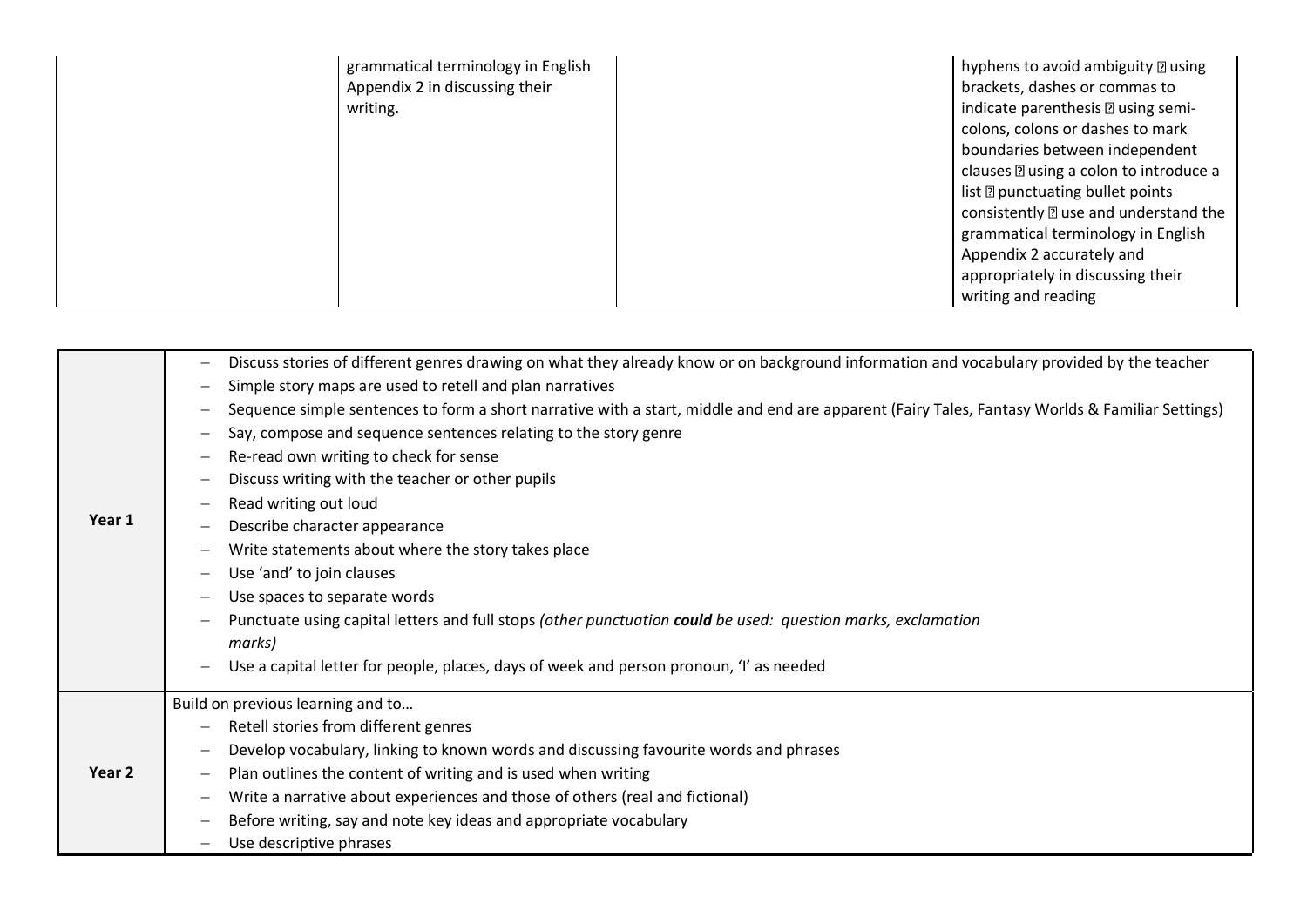| | | | |
|---|---|---|---|
| | grammatical terminology in English Appendix 2 in discussing their writing. | | hyphens to avoid ambiguity  using brackets, dashes or commas to indicate parenthesis  using semi-colons, colons or dashes to mark boundaries between independent clauses  using a colon to introduce a list  punctuating bullet points consistently  use and understand the grammatical terminology in English Appendix 2 accurately and appropriately in discussing their writing and reading |

| | |
|---|---|
| **Year 1** | – Discuss stories of different genres drawing on what they already know or on background information and vocabulary provided by the teacher<br>– Simple story maps are used to retell and plan narratives<br>– Sequence simple sentences to form a short narrative with a start, middle and end are apparent (Fairy Tales, Fantasy Worlds & Familiar Settings)<br>– Say, compose and sequence sentences relating to the story genre<br>– Re-read own writing to check for sense<br>– Discuss writing with the teacher or other pupils<br>– Read writing out loud<br>– Describe character appearance<br>– Write statements about where the story takes place<br>– Use 'and' to join clauses<br>– Use spaces to separate words<br>– Punctuate using capital letters and full stops *(other punctuation **could** be used: question marks, exclamation marks)*<br>– Use a capital letter for people, places, days of week and person pronoun, 'I' as needed |
| **Year 2** | Build on previous learning and to…<br>– Retell stories from different genres<br>– Develop vocabulary, linking to known words and discussing favourite words and phrases<br>– Plan outlines the content of writing and is used when writing<br>– Write a narrative about experiences and those of others (real and fictional)<br>– Before writing, say and note key ideas and appropriate vocabulary<br>– Use descriptive phrases |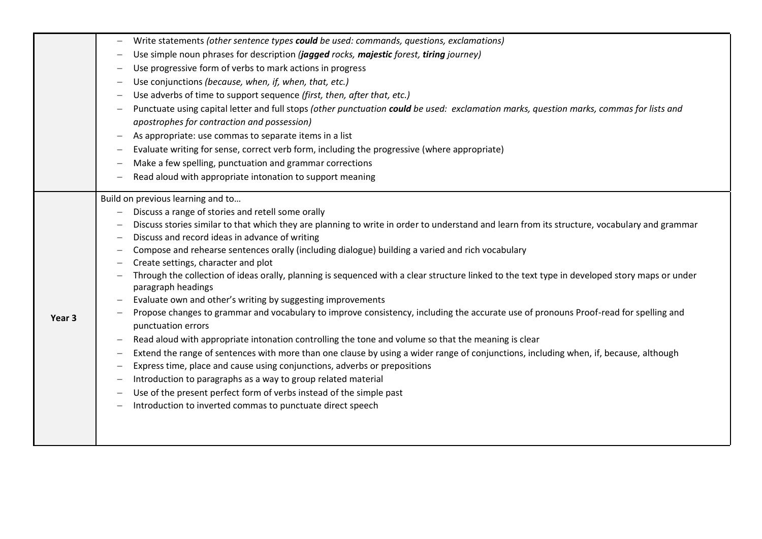| | |
|---|---|
| | – Write statements *(other sentence types* ***could*** *be used: commands, questions, exclamations)*<br>– Use simple noun phrases for description *(****jagged*** *rocks,* ***majestic*** *forest,* ***tiring*** *journey)*<br>– Use progressive form of verbs to mark actions in progress<br>– Use conjunctions *(because, when, if, when, that, etc.)*<br>– Use adverbs of time to support sequence *(first, then, after that, etc.)*<br>– Punctuate using capital letter and full stops *(other punctuation* ***could*** *be used: exclamation marks, question marks, commas for lists and apostrophes for contraction and possession)*<br>– As appropriate: use commas to separate items in a list<br>– Evaluate writing for sense, correct verb form, including the progressive (where appropriate)<br>– Make a few spelling, punctuation and grammar corrections<br>– Read aloud with appropriate intonation to support meaning |
| **Year 3** | Build on previous learning and to…<br>– Discuss a range of stories and retell some orally<br>– Discuss stories similar to that which they are planning to write in order to understand and learn from its structure, vocabulary and grammar<br>– Discuss and record ideas in advance of writing<br>– Compose and rehearse sentences orally (including dialogue) building a varied and rich vocabulary<br>– Create settings, character and plot<br>– Through the collection of ideas orally, planning is sequenced with a clear structure linked to the text type in developed story maps or under paragraph headings<br>– Evaluate own and other's writing by suggesting improvements<br>– Propose changes to grammar and vocabulary to improve consistency, including the accurate use of pronouns Proof-read for spelling and punctuation errors<br>– Read aloud with appropriate intonation controlling the tone and volume so that the meaning is clear<br>– Extend the range of sentences with more than one clause by using a wider range of conjunctions, including when, if, because, although<br>– Express time, place and cause using conjunctions, adverbs or prepositions<br>– Introduction to paragraphs as a way to group related material<br>– Use of the present perfect form of verbs instead of the simple past<br>– Introduction to inverted commas to punctuate direct speech |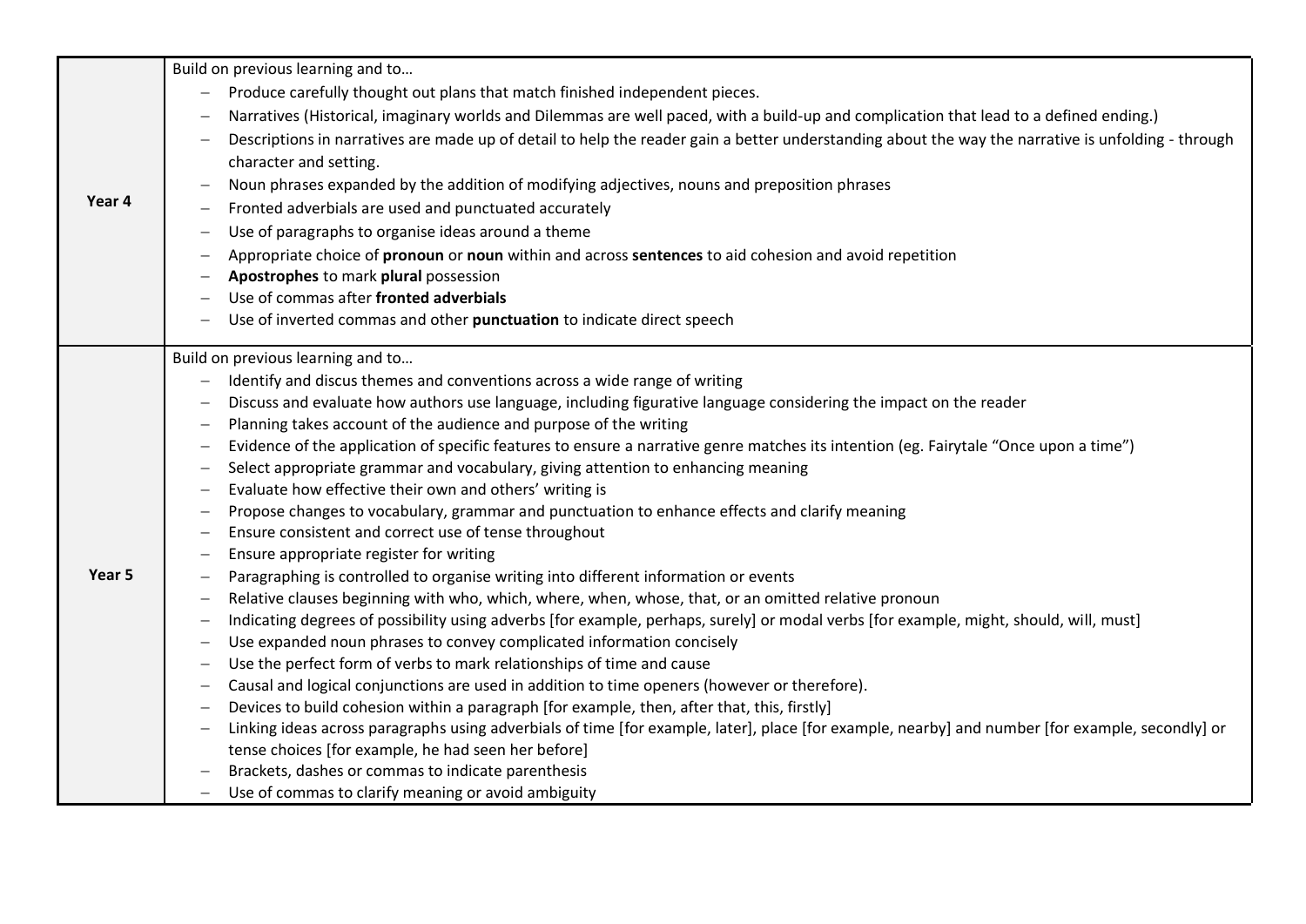| | |
|---|---|
| **Year 4** | Build on previous learning and to…<br>– Produce carefully thought out plans that match finished independent pieces.<br>– Narratives (Historical, imaginary worlds and Dilemmas are well paced, with a build-up and complication that lead to a defined ending.)<br>– Descriptions in narratives are made up of detail to help the reader gain a better understanding about the way the narrative is unfolding - through character and setting.<br>– Noun phrases expanded by the addition of modifying adjectives, nouns and preposition phrases<br>– Fronted adverbials are used and punctuated accurately<br>– Use of paragraphs to organise ideas around a theme<br>– Appropriate choice of **pronoun** or **noun** within and across **sentences** to aid cohesion and avoid repetition<br>– **Apostrophes** to mark **plural** possession<br>– Use of commas after **fronted adverbials**<br>– Use of inverted commas and other **punctuation** to indicate direct speech |
| **Year 5** | Build on previous learning and to…<br>– Identify and discus themes and conventions across a wide range of writing<br>– Discuss and evaluate how authors use language, including figurative language considering the impact on the reader<br>– Planning takes account of the audience and purpose of the writing<br>– Evidence of the application of specific features to ensure a narrative genre matches its intention (eg. Fairytale "Once upon a time")<br>– Select appropriate grammar and vocabulary, giving attention to enhancing meaning<br>– Evaluate how effective their own and others' writing is<br>– Propose changes to vocabulary, grammar and punctuation to enhance effects and clarify meaning<br>– Ensure consistent and correct use of tense throughout<br>– Ensure appropriate register for writing<br>– Paragraphing is controlled to organise writing into different information or events<br>– Relative clauses beginning with who, which, where, when, whose, that, or an omitted relative pronoun<br>– Indicating degrees of possibility using adverbs [for example, perhaps, surely] or modal verbs [for example, might, should, will, must]<br>– Use expanded noun phrases to convey complicated information concisely<br>– Use the perfect form of verbs to mark relationships of time and cause<br>– Causal and logical conjunctions are used in addition to time openers (however or therefore).<br>– Devices to build cohesion within a paragraph [for example, then, after that, this, firstly]<br>– Linking ideas across paragraphs using adverbials of time [for example, later], place [for example, nearby] and number [for example, secondly] or tense choices [for example, he had seen her before]<br>– Brackets, dashes or commas to indicate parenthesis<br>– Use of commas to clarify meaning or avoid ambiguity |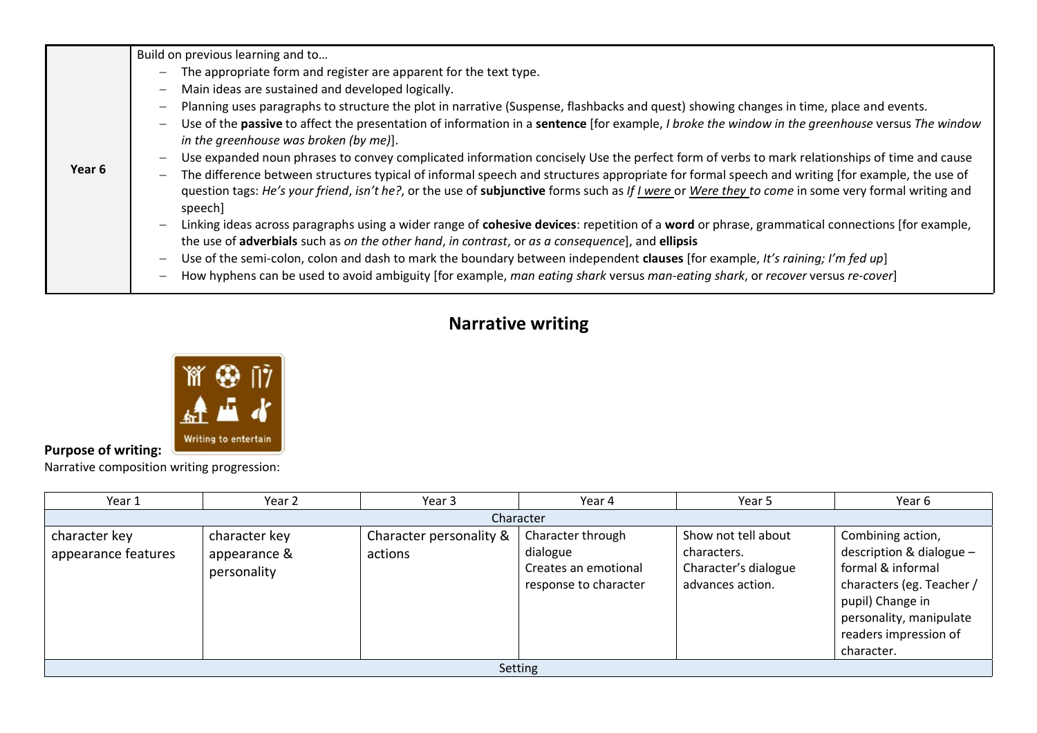| Year 6 | Build on previous learning and to… |
|---|---|
| | – The appropriate form and register are apparent for the text type.<br>– Main ideas are sustained and developed logically.<br>– Planning uses paragraphs to structure the plot in narrative (Suspense, flashbacks and quest) showing changes in time, place and events.<br>– Use of the **passive** to affect the presentation of information in a **sentence** [for example, *I broke the window in the greenhouse* versus *The window in the greenhouse was broken (by me)*].<br>– Use expanded noun phrases to convey complicated information concisely Use the perfect form of verbs to mark relationships of time and cause<br>– The difference between structures typical of informal speech and structures appropriate for formal speech and writing [for example, the use of question tags: *He's your friend*, *isn't he?*, or the use of **subjunctive** forms such as *If I were* or *Were they to come* in some very formal writing and speech]<br>– Linking ideas across paragraphs using a wider range of **cohesive devices**: repetition of a **word** or phrase, grammatical connections [for example, the use of **adverbials** such as *on the other hand*, *in contrast*, or *as a consequence*], and **ellipsis**<br>– Use of the semi-colon, colon and dash to mark the boundary between independent **clauses** [for example, *It's raining; I'm fed up*]<br>– How hyphens can be used to avoid ambiguity [for example, *man eating shark* versus *man-eating shark*, or *recover* versus *re-cover*] |

## Narrative writing

**Purpose of writing:** Writing to entertain

Narrative composition writing progression:

| Year 1 | Year 2 | Year 3 | Year 4 | Year 5 | Year 6 |
|---|---|---|---|---|---|
| Character | | | | | |
| character key appearance features | character key appearance & personality | Character personality & actions | Character through dialogue<br>Creates an emotional response to character | Show not tell about characters.<br>Character's dialogue advances action. | Combining action, description & dialogue – formal & informal characters (eg. Teacher / pupil) Change in personality, manipulate readers impression of character. |
| Setting | | | | | |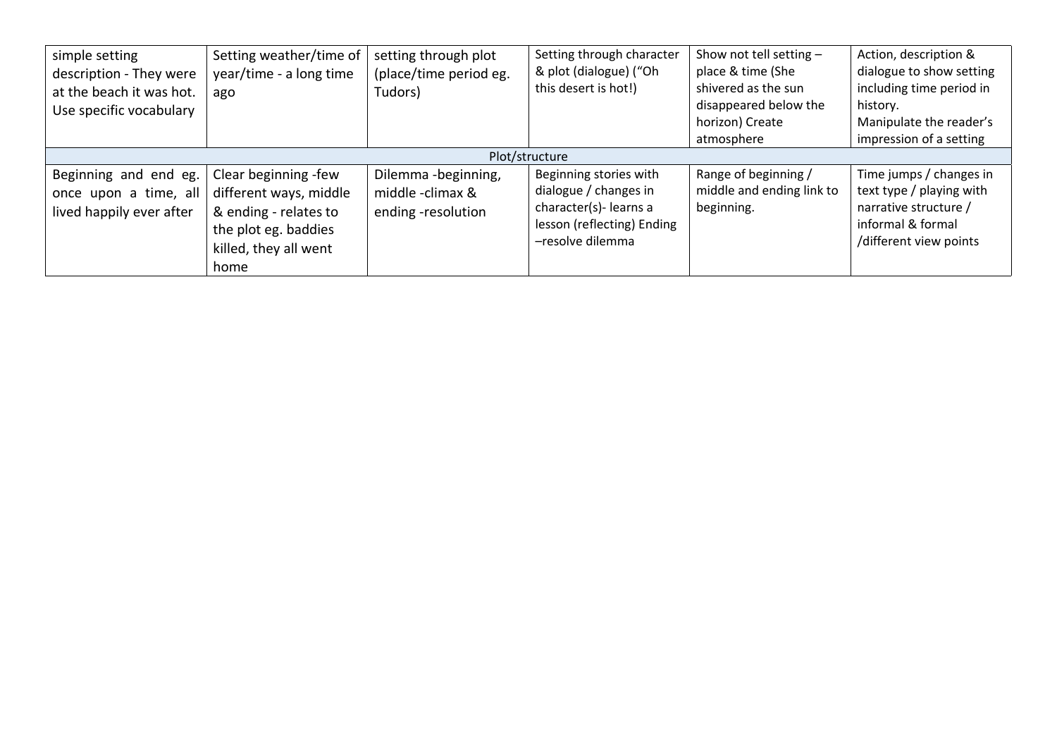| | | | | | |
|---|---|---|---|---|---|
| simple setting description - They were at the beach it was hot. Use specific vocabulary | Setting weather/time of year/time - a long time ago | setting through plot (place/time period eg. Tudors) | Setting through character & plot (dialogue) ("Oh this desert is hot!) | Show not tell setting – place & time (She shivered as the sun disappeared below the horizon) Create atmosphere | Action, description & dialogue to show setting including time period in history. Manipulate the reader's impression of a setting |
| Plot/structure | | | | | |
| Beginning and end eg. once upon a time, all lived happily ever after | Clear beginning -few different ways, middle & ending - relates to the plot eg. baddies killed, they all went home | Dilemma -beginning, middle -climax & ending -resolution | Beginning stories with dialogue / changes in character(s)- learns a lesson (reflecting) Ending –resolve dilemma | Range of beginning / middle and ending link to beginning. | Time jumps / changes in text type / playing with narrative structure / informal & formal /different view points |